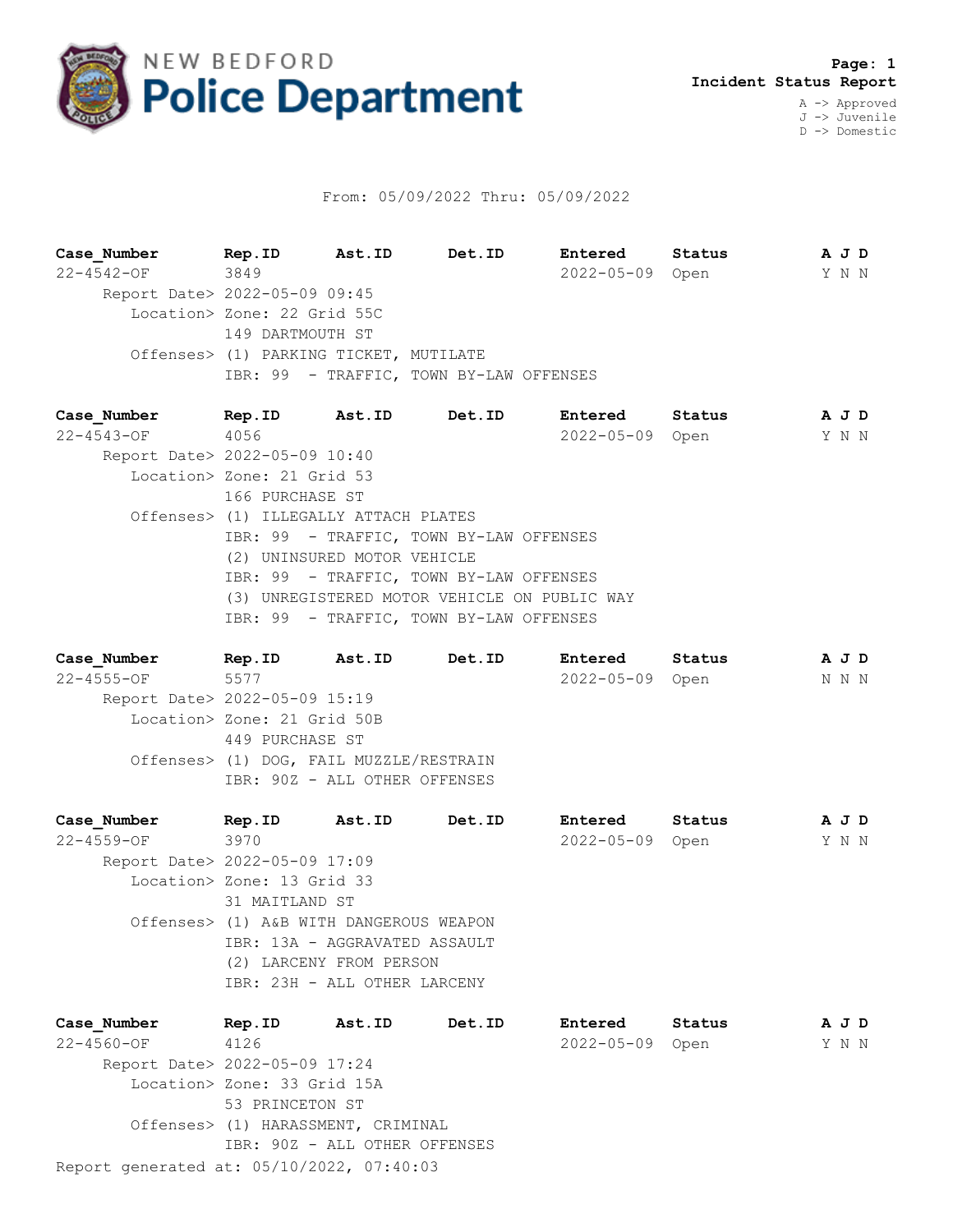# NEW BEDFORD Police Department

**Incident Status Report**

A -> Approved
J -> Juvenile
D -> Domestic

From: 05/09/2022 Thru: 05/09/2022

| Case_Number | Rep.ID | Ast.ID | Det.ID | Entered | Status | A J D |
|---|---|---|---|---|---|---|
| 22-4542-OF | 3849 | | | 2022-05-09 | Open | Y N N |

Report Date> 2022-05-09 09:45
Location> Zone: 22 Grid 55C
149 DARTMOUTH ST
Offenses> (1) PARKING TICKET, MUTILATE
IBR: 99 - TRAFFIC, TOWN BY-LAW OFFENSES

| Case_Number | Rep.ID | Ast.ID | Det.ID | Entered | Status | A J D |
|---|---|---|---|---|---|---|
| 22-4543-OF | 4056 | | | 2022-05-09 | Open | Y N N |

Report Date> 2022-05-09 10:40
Location> Zone: 21 Grid 53
166 PURCHASE ST
Offenses> (1) ILLEGALLY ATTACH PLATES
IBR: 99 - TRAFFIC, TOWN BY-LAW OFFENSES
(2) UNINSURED MOTOR VEHICLE
IBR: 99 - TRAFFIC, TOWN BY-LAW OFFENSES
(3) UNREGISTERED MOTOR VEHICLE ON PUBLIC WAY
IBR: 99 - TRAFFIC, TOWN BY-LAW OFFENSES

| Case_Number | Rep.ID | Ast.ID | Det.ID | Entered | Status | A J D |
|---|---|---|---|---|---|---|
| 22-4555-OF | 5577 | | | 2022-05-09 | Open | N N N |

Report Date> 2022-05-09 15:19
Location> Zone: 21 Grid 50B
449 PURCHASE ST
Offenses> (1) DOG, FAIL MUZZLE/RESTRAIN
IBR: 90Z - ALL OTHER OFFENSES

| Case_Number | Rep.ID | Ast.ID | Det.ID | Entered | Status | A J D |
|---|---|---|---|---|---|---|
| 22-4559-OF | 3970 | | | 2022-05-09 | Open | Y N N |

Report Date> 2022-05-09 17:09
Location> Zone: 13 Grid 33
31 MAITLAND ST
Offenses> (1) A&B WITH DANGEROUS WEAPON
IBR: 13A - AGGRAVATED ASSAULT
(2) LARCENY FROM PERSON
IBR: 23H - ALL OTHER LARCENY

| Case_Number | Rep.ID | Ast.ID | Det.ID | Entered | Status | A J D |
|---|---|---|---|---|---|---|
| 22-4560-OF | 4126 | | | 2022-05-09 | Open | Y N N |

Report Date> 2022-05-09 17:24
Location> Zone: 33 Grid 15A
53 PRINCETON ST
Offenses> (1) HARASSMENT, CRIMINAL
IBR: 90Z - ALL OTHER OFFENSES

Report generated at: 05/10/2022, 07:40:03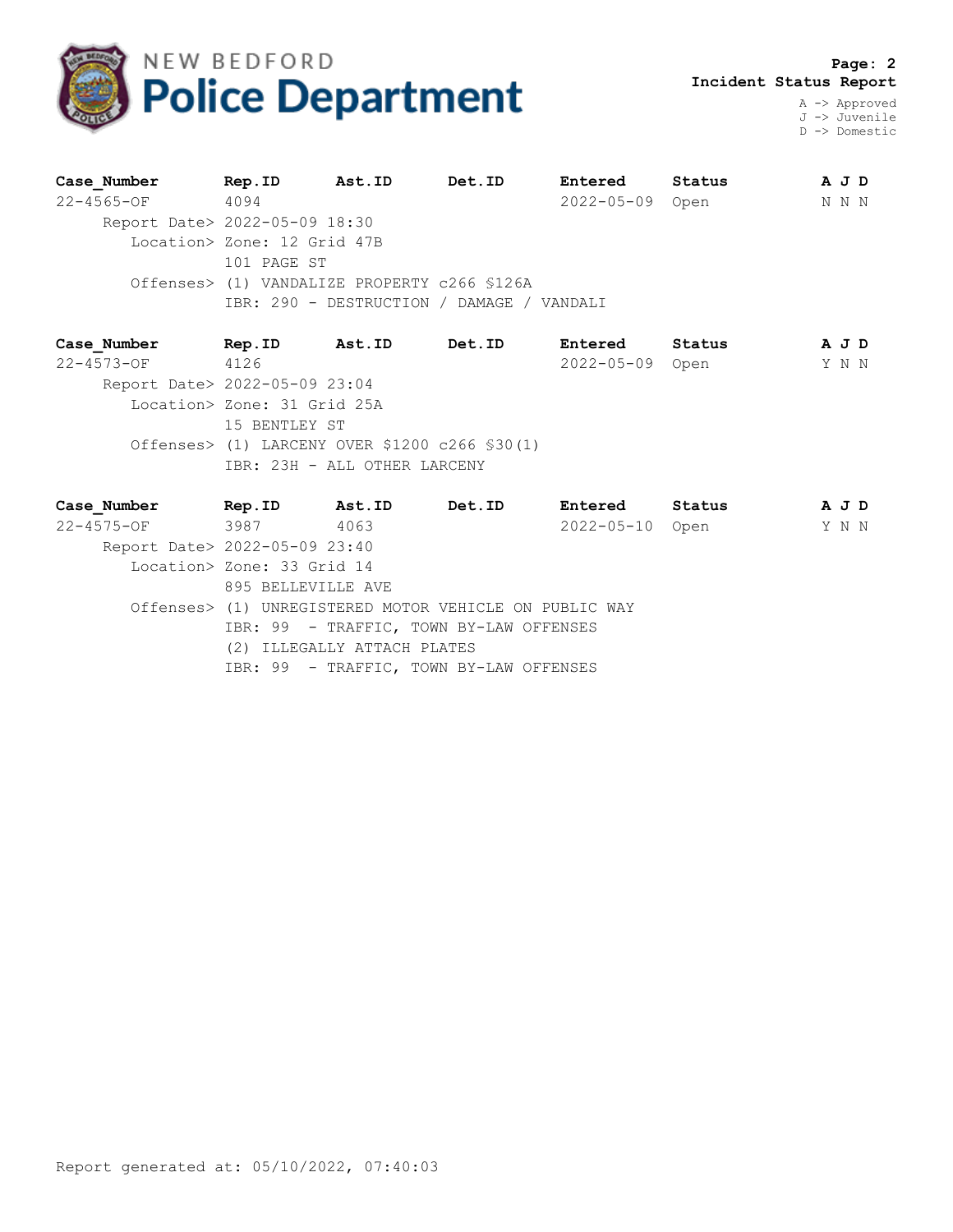NEW BEDFORD **Police Department**

**Incident Status Report**

A -> Approved
J -> Juvenile
D -> Domestic

| Case_Number | Rep.ID | Ast.ID | Det.ID | Entered | Status | A J D |
|---|---|---|---|---|---|---|
| 22-4565-OF | 4094 | | | 2022-05-09 | Open | N N N |

Report Date> 2022-05-09 18:30
Location> Zone: 12 Grid 47B
101 PAGE ST
Offenses> (1) VANDALIZE PROPERTY c266 §126A
IBR: 290 - DESTRUCTION / DAMAGE / VANDALI

| Case_Number | Rep.ID | Ast.ID | Det.ID | Entered | Status | A J D |
|---|---|---|---|---|---|---|
| 22-4573-OF | 4126 | | | 2022-05-09 | Open | Y N N |

Report Date> 2022-05-09 23:04
Location> Zone: 31 Grid 25A
15 BENTLEY ST
Offenses> (1) LARCENY OVER $1200 c266 §30(1)
IBR: 23H - ALL OTHER LARCENY

| Case_Number | Rep.ID | Ast.ID | Det.ID | Entered | Status | A J D |
|---|---|---|---|---|---|---|
| 22-4575-OF | 3987 | 4063 | | 2022-05-10 | Open | Y N N |

Report Date> 2022-05-09 23:40
Location> Zone: 33 Grid 14
895 BELLEVILLE AVE
Offenses> (1) UNREGISTERED MOTOR VEHICLE ON PUBLIC WAY
IBR: 99 - TRAFFIC, TOWN BY-LAW OFFENSES
(2) ILLEGALLY ATTACH PLATES
IBR: 99 - TRAFFIC, TOWN BY-LAW OFFENSES

Report generated at: 05/10/2022, 07:40:03